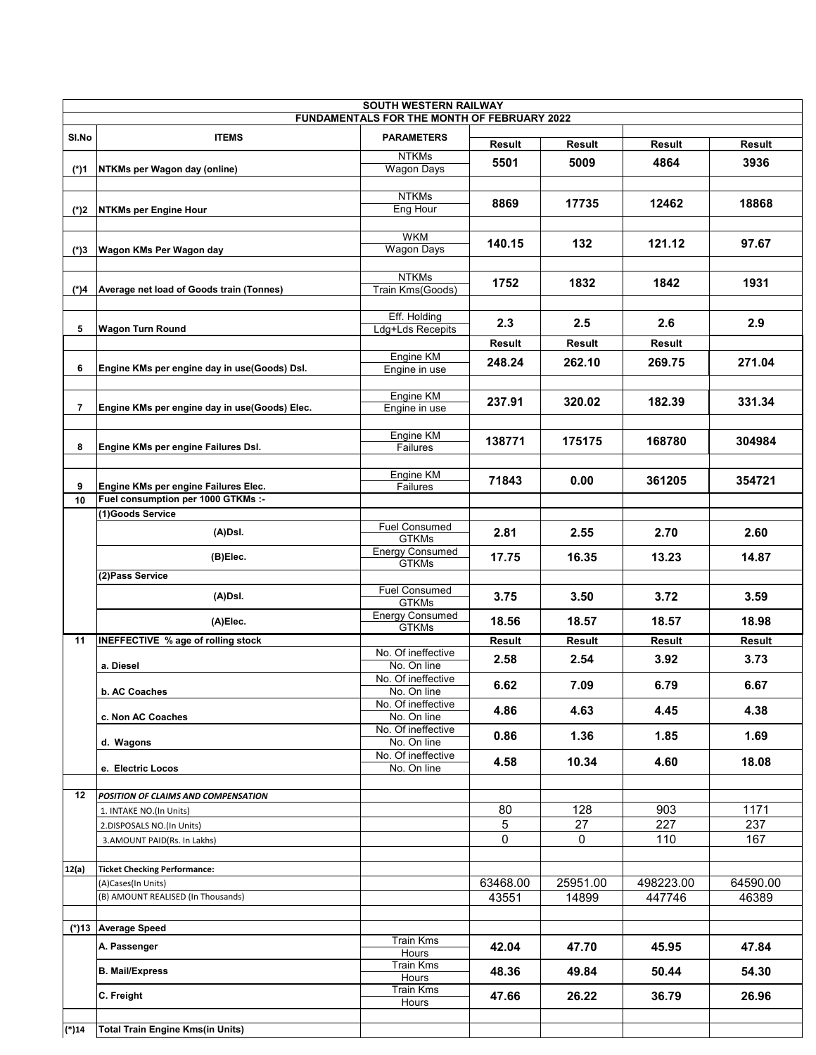| SOUTH WESTERN RAILWAY | | | | | | |
|---|---|---|---|---|---|---|
| FUNDAMENTALS FOR THE MONTH OF FEBRUARY 2022 | | | | | | |
| Sl.No | ITEMS | PARAMETERS | Result | Result | Result | Result |
| (*)1 | NTKMs per Wagon day (online) | NTKMs / Wagon Days | 5501 | 5009 | 4864 | 3936 |
| (*)2 | NTKMs per Engine Hour | NTKMs / Eng Hour | 8869 | 17735 | 12462 | 18868 |
| (*)3 | Wagon KMs Per Wagon day | WKM / Wagon Days | 140.15 | 132 | 121.12 | 97.67 |
| (*)4 | Average net load of Goods train (Tonnes) | NTKMs / Train Kms(Goods) | 1752 | 1832 | 1842 | 1931 |
| 5 | Wagon Turn Round | Eff. Holding / Ldg+Lds Recepits | 2.3 | 2.5 | 2.6 | 2.9 |
| | | | Result | Result | Result | |
| 6 | Engine KMs per engine day in use(Goods) Dsl. | Engine KM / Engine in use | 248.24 | 262.10 | 269.75 | 271.04 |
| 7 | Engine KMs per engine day in use(Goods) Elec. | Engine KM / Engine in use | 237.91 | 320.02 | 182.39 | 331.34 |
| 8 | Engine KMs per engine Failures Dsl. | Engine KM / Failures | 138771 | 175175 | 168780 | 304984 |
| 9 | Engine KMs per engine Failures Elec. | Engine KM / Failures | 71843 | 0.00 | 361205 | 354721 |
| 10 | Fuel consumption per 1000 GTKMs :- | | | | | |
| | (1)Goods Service | | | | | |
| | (A)Dsl. | Fuel Consumed / GTKMs | 2.81 | 2.55 | 2.70 | 2.60 |
| | (B)Elec. | Energy Consumed / GTKMs | 17.75 | 16.35 | 13.23 | 14.87 |
| | (2)Pass Service | | | | | |
| | (A)Dsl. | Fuel Consumed / GTKMs | 3.75 | 3.50 | 3.72 | 3.59 |
| | (A)Elec. | Energy Consumed / GTKMs | 18.56 | 18.57 | 18.57 | 18.98 |
| 11 | INEFFECTIVE %age of rolling stock | | Result | Result | Result | Result |
| | a. Diesel | No. Of ineffective / No. On line | 2.58 | 2.54 | 3.92 | 3.73 |
| | b. AC Coaches | No. Of ineffective / No. On line | 6.62 | 7.09 | 6.79 | 6.67 |
| | c. Non AC Coaches | No. Of ineffective / No. On line | 4.86 | 4.63 | 4.45 | 4.38 |
| | d. Wagons | No. Of ineffective / No. On line | 0.86 | 1.36 | 1.85 | 1.69 |
| | e. Electric Locos | No. Of ineffective / No. On line | 4.58 | 10.34 | 4.60 | 18.08 |
| 12 | *POSITION OF CLAIMS AND COMPENSATION* | | | | | |
| | 1. INTAKE NO.(In Units) | | 80 | 128 | 903 | 1171 |
| | 2.DISPOSALS NO.(In Units) | | 5 | 27 | 227 | 237 |
| | 3.AMOUNT PAID(Rs. In Lakhs) | | 0 | 0 | 110 | 167 |
| 12(a) | Ticket Checking Performance: | | | | | |
| | (A)Cases(In Units) | | 63468.00 | 25951.00 | 498223.00 | 64590.00 |
| | (B) AMOUNT REALISED (In Thousands) | | 43551 | 14899 | 447746 | 46389 |
| (*)13 | Average Speed | | | | | |
| | A. Passenger | Train Kms / Hours | 42.04 | 47.70 | 45.95 | 47.84 |
| | B. Mail/Express | Train Kms / Hours | 48.36 | 49.84 | 50.44 | 54.30 |
| | C. Freight | Train Kms / Hours | 47.66 | 26.22 | 36.79 | 26.96 |
| (*)14 | Total Train Engine Kms(in Units) | | | | | |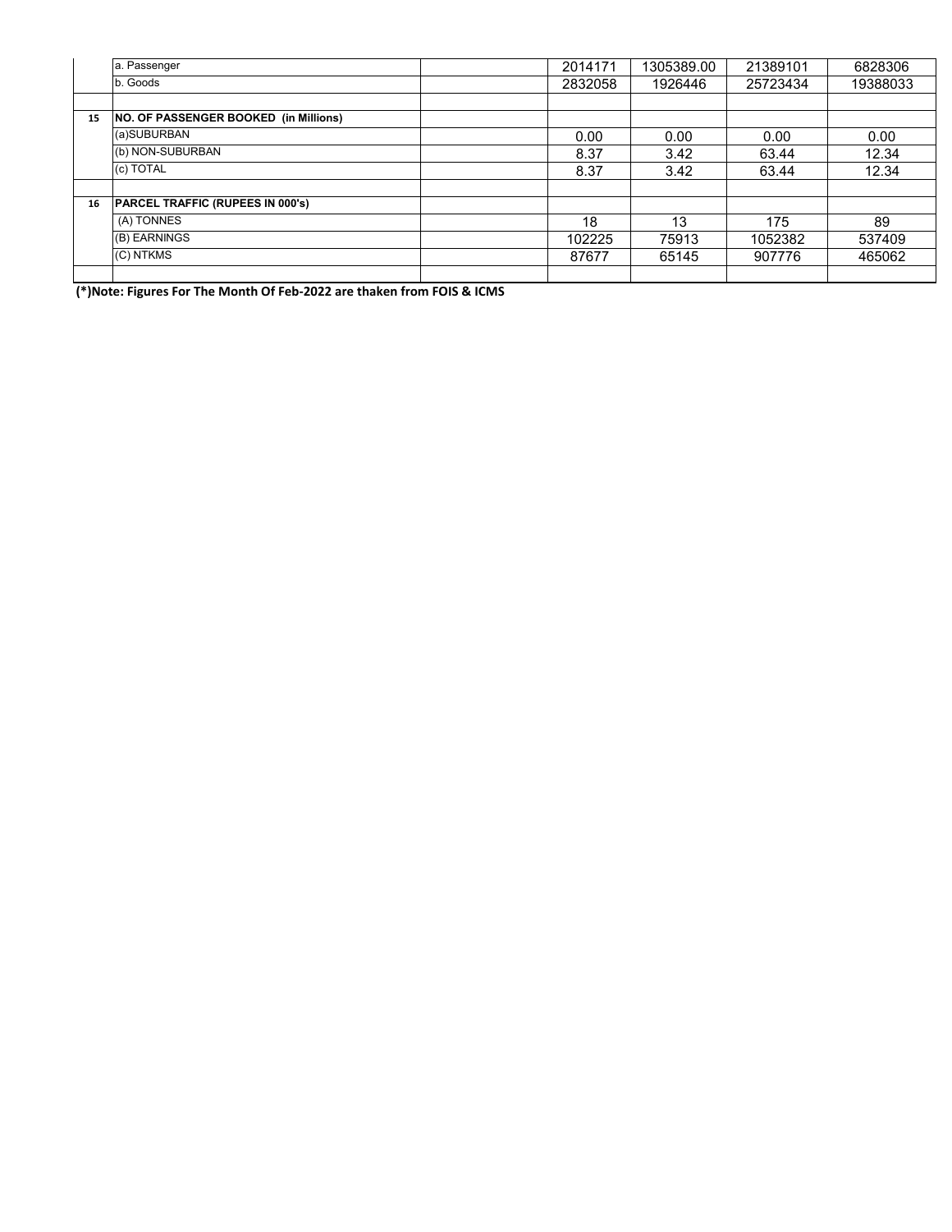| | | | | | | |
|---|---|---|---|---|---|---|
| | a. Passenger | | 2014171 | 1305389.00 | 21389101 | 6828306 |
| | b. Goods | | 2832058 | 1926446 | 25723434 | 19388033 |
| | | | | | | |
| 15 | **NO. OF PASSENGER BOOKED (in Millions)** | | | | | |
| | (a)SUBURBAN | | 0.00 | 0.00 | 0.00 | 0.00 |
| | (b) NON-SUBURBAN | | 8.37 | 3.42 | 63.44 | 12.34 |
| | (c) TOTAL | | 8.37 | 3.42 | 63.44 | 12.34 |
| | | | | | | |
| 16 | **PARCEL TRAFFIC (RUPEES IN 000's)** | | | | | |
| | (A) TONNES | | 18 | 13 | 175 | 89 |
| | (B) EARNINGS | | 102225 | 75913 | 1052382 | 537409 |
| | (C) NTKMS | | 87677 | 65145 | 907776 | 465062 |
| | | | | | | |

**(*)Note: Figures For The Month Of Feb-2022 are thaken from FOIS & ICMS**